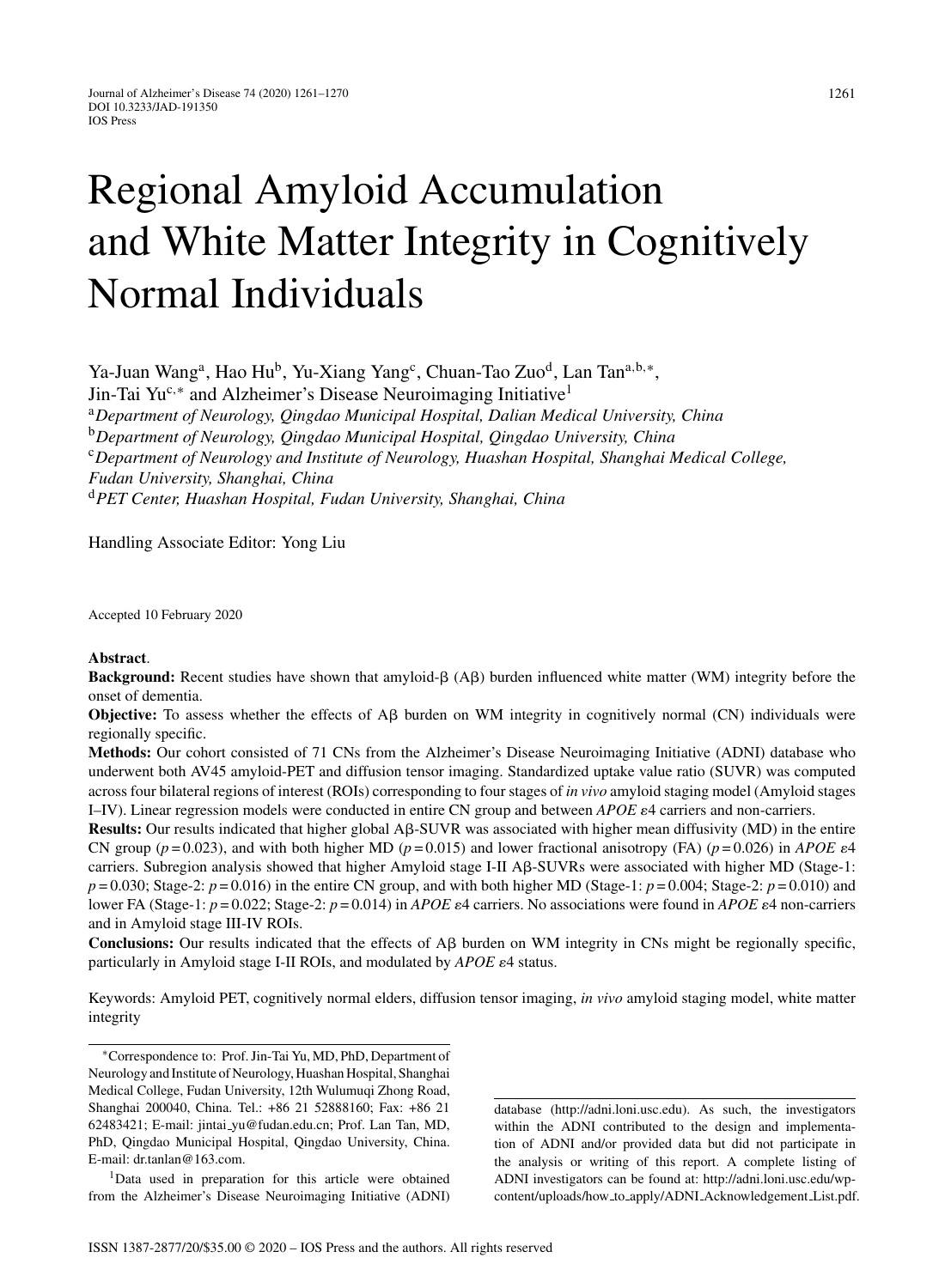# Regional Amyloid Accumulation and White Matter Integrity in Cognitively Normal Individuals

Ya-Juan Wang[a], Hao Hu[b], Yu-Xiang Yang[c], Chuan-Tao Zuo[d], Lan Tan[a,b,*], Jin-Tai Yu[c,*] and Alzheimer's Disease Neuroimaging Initiative[1]

[a]*Department of Neurology, Qingdao Municipal Hospital, Dalian Medical University, China*
[b]*Department of Neurology, Qingdao Municipal Hospital, Qingdao University, China*
[c]*Department of Neurology and Institute of Neurology, Huashan Hospital, Shanghai Medical College, Fudan University, Shanghai, China*
[d]*PET Center, Huashan Hospital, Fudan University, Shanghai, China*

Handling Associate Editor: Yong Liu

Accepted 10 February 2020

**Abstract**.

**Background:** Recent studies have shown that amyloid-β (Aβ) burden influenced white matter (WM) integrity before the onset of dementia.

**Objective:** To assess whether the effects of Aβ burden on WM integrity in cognitively normal (CN) individuals were regionally specific.

**Methods:** Our cohort consisted of 71 CNs from the Alzheimer's Disease Neuroimaging Initiative (ADNI) database who underwent both AV45 amyloid-PET and diffusion tensor imaging. Standardized uptake value ratio (SUVR) was computed across four bilateral regions of interest (ROIs) corresponding to four stages of *in vivo* amyloid staging model (Amyloid stages I–IV). Linear regression models were conducted in entire CN group and between *APOE* ε4 carriers and non-carriers.

**Results:** Our results indicated that higher global Aβ-SUVR was associated with higher mean diffusivity (MD) in the entire CN group ($p = 0.023$), and with both higher MD ($p = 0.015$) and lower fractional anisotropy (FA) ($p = 0.026$) in *APOE* ε4 carriers. Subregion analysis showed that higher Amyloid stage I-II Aβ-SUVRs were associated with higher MD (Stage-1: $p = 0.030$; Stage-2: $p = 0.016$) in the entire CN group, and with both higher MD (Stage-1: $p = 0.004$; Stage-2: $p = 0.010$) and lower FA (Stage-1: $p = 0.022$; Stage-2: $p = 0.014$) in *APOE* ε4 carriers. No associations were found in *APOE* ε4 non-carriers and in Amyloid stage III-IV ROIs.

**Conclusions:** Our results indicated that the effects of Aβ burden on WM integrity in CNs might be regionally specific, particularly in Amyloid stage I-II ROIs, and modulated by *APOE* ε4 status.

Keywords: Amyloid PET, cognitively normal elders, diffusion tensor imaging, *in vivo* amyloid staging model, white matter integrity

*Correspondence to: Prof. Jin-Tai Yu, MD, PhD, Department of Neurology and Institute of Neurology, Huashan Hospital, Shanghai Medical College, Fudan University, 12th Wulumuqi Zhong Road, Shanghai 200040, China. Tel.: +86 21 52888160; Fax: +86 21 62483421; E-mail: jintai_yu@fudan.edu.cn; Prof. Lan Tan, MD, PhD, Qingdao Municipal Hospital, Qingdao University, China. E-mail: dr.tanlan@163.com.

[1]Data used in preparation for this article were obtained from the Alzheimer's Disease Neuroimaging Initiative (ADNI) database (http://adni.loni.usc.edu). As such, the investigators within the ADNI contributed to the design and implementation of ADNI and/or provided data but did not participate in the analysis or writing of this report. A complete listing of ADNI investigators can be found at: http://adni.loni.usc.edu/wp-content/uploads/how_to_apply/ADNI_Acknowledgement_List.pdf.

ISSN 1387-2877/20/$35.00 © 2020 – IOS Press and the authors. All rights reserved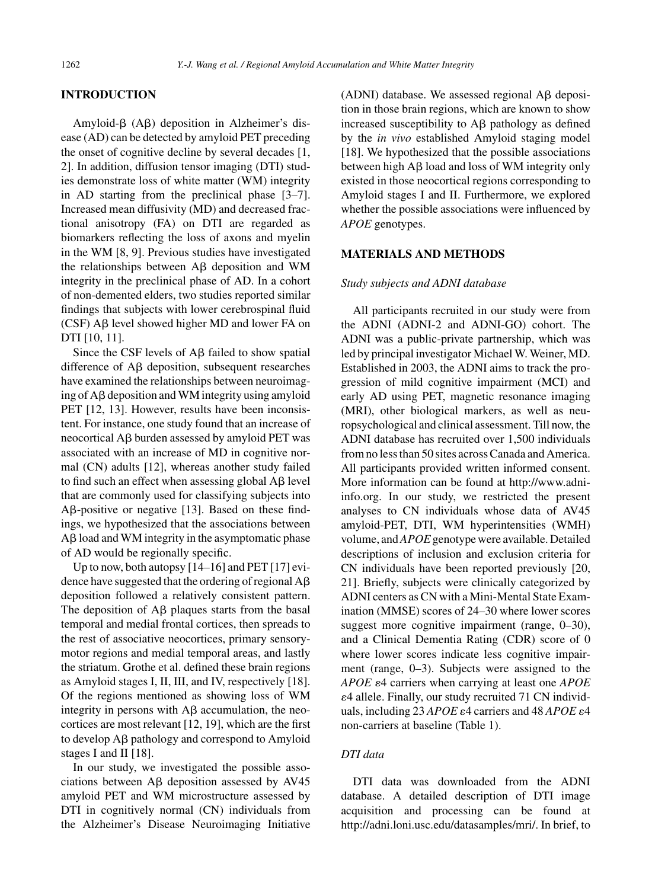## INTRODUCTION

Amyloid-β (Aβ) deposition in Alzheimer's disease (AD) can be detected by amyloid PET preceding the onset of cognitive decline by several decades [1, 2]. In addition, diffusion tensor imaging (DTI) studies demonstrate loss of white matter (WM) integrity in AD starting from the preclinical phase [3–7]. Increased mean diffusivity (MD) and decreased fractional anisotropy (FA) on DTI are regarded as biomarkers reflecting the loss of axons and myelin in the WM [8, 9]. Previous studies have investigated the relationships between Aβ deposition and WM integrity in the preclinical phase of AD. In a cohort of non-demented elders, two studies reported similar findings that subjects with lower cerebrospinal fluid (CSF) Aβ level showed higher MD and lower FA on DTI [10, 11].

Since the CSF levels of Aβ failed to show spatial difference of Aβ deposition, subsequent researches have examined the relationships between neuroimaging of Aβ deposition and WM integrity using amyloid PET [12, 13]. However, results have been inconsistent. For instance, one study found that an increase of neocortical Aβ burden assessed by amyloid PET was associated with an increase of MD in cognitive normal (CN) adults [12], whereas another study failed to find such an effect when assessing global Aβ level that are commonly used for classifying subjects into Aβ-positive or negative [13]. Based on these findings, we hypothesized that the associations between Aβ load and WM integrity in the asymptomatic phase of AD would be regionally specific.

Up to now, both autopsy [14–16] and PET [17] evidence have suggested that the ordering of regional Aβ deposition followed a relatively consistent pattern. The deposition of Aβ plaques starts from the basal temporal and medial frontal cortices, then spreads to the rest of associative neocortices, primary sensory-motor regions and medial temporal areas, and lastly the striatum. Grothe et al. defined these brain regions as Amyloid stages I, II, III, and IV, respectively [18]. Of the regions mentioned as showing loss of WM integrity in persons with Aβ accumulation, the neocortices are most relevant [12, 19], which are the first to develop Aβ pathology and correspond to Amyloid stages I and II [18].

In our study, we investigated the possible associations between Aβ deposition assessed by AV45 amyloid PET and WM microstructure assessed by DTI in cognitively normal (CN) individuals from the Alzheimer's Disease Neuroimaging Initiative (ADNI) database. We assessed regional Aβ deposition in those brain regions, which are known to show increased susceptibility to Aβ pathology as defined by the *in vivo* established Amyloid staging model [18]. We hypothesized that the possible associations between high Aβ load and loss of WM integrity only existed in those neocortical regions corresponding to Amyloid stages I and II. Furthermore, we explored whether the possible associations were influenced by *APOE* genotypes.

## MATERIALS AND METHODS

### *Study subjects and ADNI database*

All participants recruited in our study were from the ADNI (ADNI-2 and ADNI-GO) cohort. The ADNI was a public-private partnership, which was led by principal investigator Michael W. Weiner, MD. Established in 2003, the ADNI aims to track the progression of mild cognitive impairment (MCI) and early AD using PET, magnetic resonance imaging (MRI), other biological markers, as well as neuropsychological and clinical assessment. Till now, the ADNI database has recruited over 1,500 individuals from no less than 50 sites across Canada and America. All participants provided written informed consent. More information can be found at http://www.adni-info.org. In our study, we restricted the present analyses to CN individuals whose data of AV45 amyloid-PET, DTI, WM hyperintensities (WMH) volume, and *APOE* genotype were available. Detailed descriptions of inclusion and exclusion criteria for CN individuals have been reported previously [20, 21]. Briefly, subjects were clinically categorized by ADNI centers as CN with a Mini-Mental State Examination (MMSE) scores of 24–30 where lower scores suggest more cognitive impairment (range, 0–30), and a Clinical Dementia Rating (CDR) score of 0 where lower scores indicate less cognitive impairment (range, 0–3). Subjects were assigned to the *APOE* ε4 carriers when carrying at least one *APOE* ε4 allele. Finally, our study recruited 71 CN individuals, including 23 *APOE* ε4 carriers and 48 *APOE* ε4 non-carriers at baseline (Table 1).

### *DTI data*

DTI data was downloaded from the ADNI database. A detailed description of DTI image acquisition and processing can be found at http://adni.loni.usc.edu/datasamples/mri/. In brief, to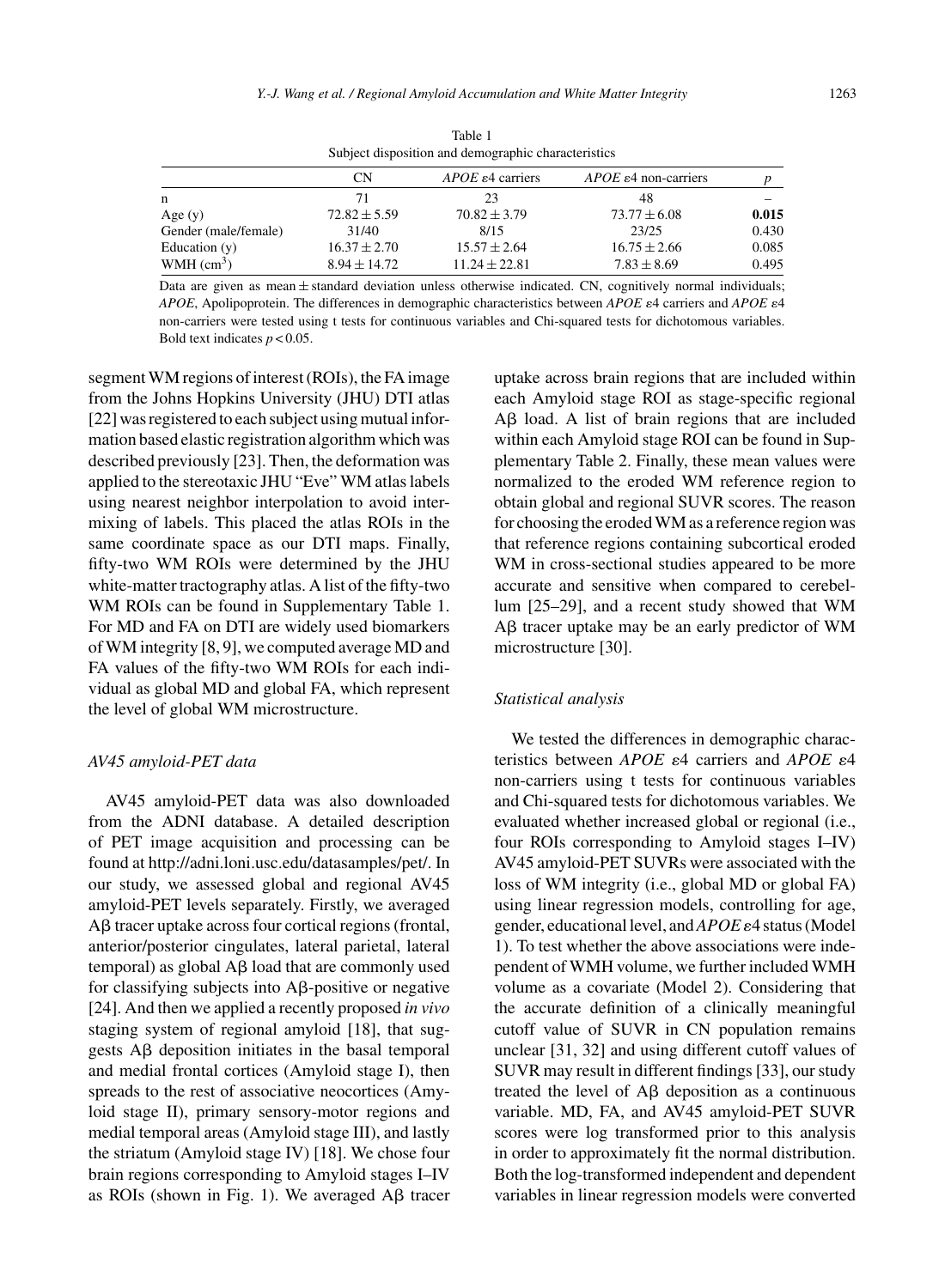Table 1
Subject disposition and demographic characteristics

| | CN | *APOE* ε4 carriers | *APOE* ε4 non-carriers | *p* |
|---|---|---|---|---|
| n | 71 | 23 | 48 | – |
| Age (y) | $72.82 \pm 5.59$ | $70.82 \pm 3.79$ | $73.77 \pm 6.08$ | **0.015** |
| Gender (male/female) | 31/40 | 8/15 | 23/25 | 0.430 |
| Education (y) | $16.37 \pm 2.70$ | $15.57 \pm 2.64$ | $16.75 \pm 2.66$ | 0.085 |
| WMH ($cm^3$) | $8.94 \pm 14.72$ | $11.24 \pm 22.81$ | $7.83 \pm 8.69$ | 0.495 |

Data are given as mean ± standard deviation unless otherwise indicated. CN, cognitively normal individuals; *APOE*, Apolipoprotein. The differences in demographic characteristics between *APOE* ε4 carriers and *APOE* ε4 non-carriers were tested using t tests for continuous variables and Chi-squared tests for dichotomous variables. Bold text indicates $p < 0.05$.

segment WM regions of interest (ROIs), the FA image from the Johns Hopkins University (JHU) DTI atlas [22] was registered to each subject using mutual information based elastic registration algorithm which was described previously [23]. Then, the deformation was applied to the stereotaxic JHU "Eve" WM atlas labels using nearest neighbor interpolation to avoid intermixing of labels. This placed the atlas ROIs in the same coordinate space as our DTI maps. Finally, fifty-two WM ROIs were determined by the JHU white-matter tractography atlas. A list of the fifty-two WM ROIs can be found in Supplementary Table 1. For MD and FA on DTI are widely used biomarkers of WM integrity [8, 9], we computed average MD and FA values of the fifty-two WM ROIs for each individual as global MD and global FA, which represent the level of global WM microstructure.

### AV45 amyloid-PET data

AV45 amyloid-PET data was also downloaded from the ADNI database. A detailed description of PET image acquisition and processing can be found at http://adni.loni.usc.edu/datasamples/pet/. In our study, we assessed global and regional AV45 amyloid-PET levels separately. Firstly, we averaged Aβ tracer uptake across four cortical regions (frontal, anterior/posterior cingulates, lateral parietal, lateral temporal) as global Aβ load that are commonly used for classifying subjects into Aβ-positive or negative [24]. And then we applied a recently proposed *in vivo* staging system of regional amyloid [18], that suggests Aβ deposition initiates in the basal temporal and medial frontal cortices (Amyloid stage I), then spreads to the rest of associative neocortices (Amyloid stage II), primary sensory-motor regions and medial temporal areas (Amyloid stage III), and lastly the striatum (Amyloid stage IV) [18]. We chose four brain regions corresponding to Amyloid stages I–IV as ROIs (shown in Fig. 1). We averaged Aβ tracer uptake across brain regions that are included within each Amyloid stage ROI as stage-specific regional Aβ load. A list of brain regions that are included within each Amyloid stage ROI can be found in Supplementary Table 2. Finally, these mean values were normalized to the eroded WM reference region to obtain global and regional SUVR scores. The reason for choosing the eroded WM as a reference region was that reference regions containing subcortical eroded WM in cross-sectional studies appeared to be more accurate and sensitive when compared to cerebellum [25–29], and a recent study showed that WM Aβ tracer uptake may be an early predictor of WM microstructure [30].

### Statistical analysis

We tested the differences in demographic characteristics between *APOE* ε4 carriers and *APOE* ε4 non-carriers using t tests for continuous variables and Chi-squared tests for dichotomous variables. We evaluated whether increased global or regional (i.e., four ROIs corresponding to Amyloid stages I–IV) AV45 amyloid-PET SUVRs were associated with the loss of WM integrity (i.e., global MD or global FA) using linear regression models, controlling for age, gender, educational level, and *APOE* ε4 status (Model 1). To test whether the above associations were independent of WMH volume, we further included WMH volume as a covariate (Model 2). Considering that the accurate definition of a clinically meaningful cutoff value of SUVR in CN population remains unclear [31, 32] and using different cutoff values of SUVR may result in different findings [33], our study treated the level of Aβ deposition as a continuous variable. MD, FA, and AV45 amyloid-PET SUVR scores were log transformed prior to this analysis in order to approximately fit the normal distribution. Both the log-transformed independent and dependent variables in linear regression models were converted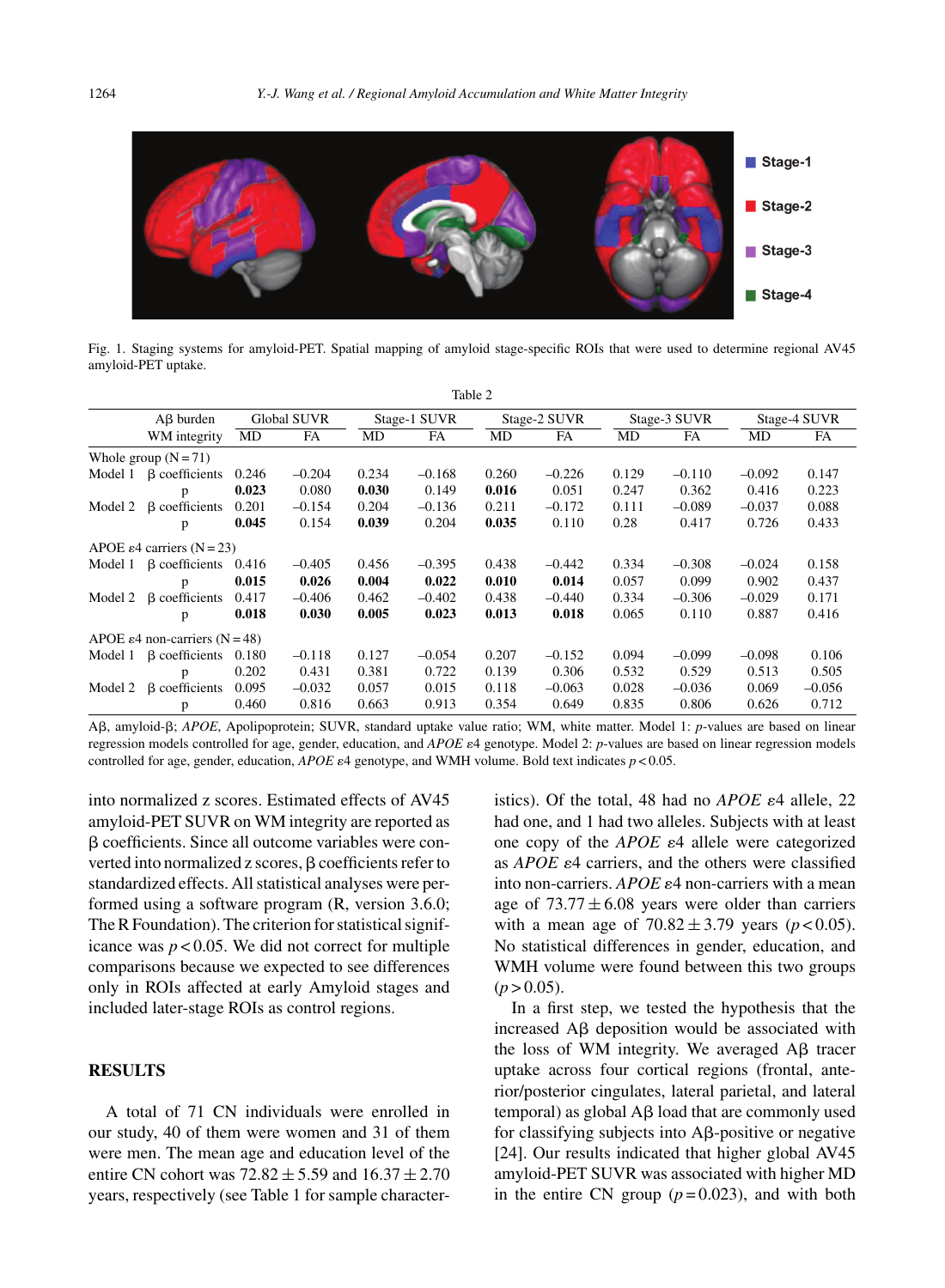Stage-1

Stage-2

Stage-3

Stage-4

Fig. 1. Staging systems for amyloid-PET. Spatial mapping of amyloid stage-specific ROIs that were used to determine regional AV45 amyloid-PET uptake.

Table 2

| | Aβ burden | Global SUVR | | Stage-1 SUVR | | Stage-2 SUVR | | Stage-3 SUVR | | Stage-4 SUVR | |
|---|---|---|---|---|---|---|---|---|---|---|---|
| | WM integrity | MD | FA | MD | FA | MD | FA | MD | FA | MD | FA |
| Whole group (N = 71) | | | | | | | | | | | |
| Model 1 | β coefficients | 0.246 | –0.204 | 0.234 | –0.168 | 0.260 | –0.226 | 0.129 | –0.110 | –0.092 | 0.147 |
| | p | **0.023** | 0.080 | **0.030** | 0.149 | **0.016** | 0.051 | 0.247 | 0.362 | 0.416 | 0.223 |
| Model 2 | β coefficients | 0.201 | –0.154 | 0.204 | –0.136 | 0.211 | –0.172 | 0.111 | –0.089 | –0.037 | 0.088 |
| | p | **0.045** | 0.154 | **0.039** | 0.204 | **0.035** | 0.110 | 0.28 | 0.417 | 0.726 | 0.433 |
| *APOE* ε4 carriers (N = 23) | | | | | | | | | | | |
| Model 1 | β coefficients | 0.416 | –0.405 | 0.456 | –0.395 | 0.438 | –0.442 | 0.334 | –0.308 | –0.024 | 0.158 |
| | p | **0.015** | **0.026** | **0.004** | **0.022** | **0.010** | **0.014** | 0.057 | 0.099 | 0.902 | 0.437 |
| Model 2 | β coefficients | 0.417 | –0.406 | 0.462 | –0.402 | 0.438 | –0.440 | 0.334 | –0.306 | –0.029 | 0.171 |
| | p | **0.018** | **0.030** | **0.005** | **0.023** | **0.013** | **0.018** | 0.065 | 0.110 | 0.887 | 0.416 |
| *APOE* ε4 non-carriers (N = 48) | | | | | | | | | | | |
| Model 1 | β coefficients | 0.180 | –0.118 | 0.127 | –0.054 | 0.207 | –0.152 | 0.094 | –0.099 | –0.098 | 0.106 |
| | p | 0.202 | 0.431 | 0.381 | 0.722 | 0.139 | 0.306 | 0.532 | 0.529 | 0.513 | 0.505 |
| Model 2 | β coefficients | 0.095 | –0.032 | 0.057 | 0.015 | 0.118 | –0.063 | 0.028 | –0.036 | 0.069 | –0.056 |
| | p | 0.460 | 0.816 | 0.663 | 0.913 | 0.354 | 0.649 | 0.835 | 0.806 | 0.626 | 0.712 |

Aβ, amyloid-β; *APOE*, Apolipoprotein; SUVR, standard uptake value ratio; WM, white matter. Model 1: *p*-values are based on linear regression models controlled for age, gender, education, and *APOE* ε4 genotype. Model 2: *p*-values are based on linear regression models controlled for age, gender, education, *APOE* ε4 genotype, and WMH volume. Bold text indicates $p < 0.05$.

into normalized z scores. Estimated effects of AV45 amyloid-PET SUVR on WM integrity are reported as β coefficients. Since all outcome variables were converted into normalized z scores, β coefficients refer to standardized effects. All statistical analyses were performed using a software program (R, version 3.6.0; The R Foundation). The criterion for statistical significance was $p < 0.05$. We did not correct for multiple comparisons because we expected to see differences only in ROIs affected at early Amyloid stages and included later-stage ROIs as control regions.

## RESULTS

A total of 71 CN individuals were enrolled in our study, 40 of them were women and 31 of them were men. The mean age and education level of the entire CN cohort was $72.82 \pm 5.59$ and $16.37 \pm 2.70$ years, respectively (see Table 1 for sample characteristics). Of the total, 48 had no *APOE* ε4 allele, 22 had one, and 1 had two alleles. Subjects with at least one copy of the *APOE* ε4 allele were categorized as *APOE* ε4 carriers, and the others were classified into non-carriers. *APOE* ε4 non-carriers with a mean age of $73.77 \pm 6.08$ years were older than carriers with a mean age of $70.82 \pm 3.79$ years ($p < 0.05$). No statistical differences in gender, education, and WMH volume were found between this two groups ($p > 0.05$).

In a first step, we tested the hypothesis that the increased Aβ deposition would be associated with the loss of WM integrity. We averaged Aβ tracer uptake across four cortical regions (frontal, anterior/posterior cingulates, lateral parietal, and lateral temporal) as global Aβ load that are commonly used for classifying subjects into Aβ-positive or negative [24]. Our results indicated that higher global AV45 amyloid-PET SUVR was associated with higher MD in the entire CN group ($p = 0.023$), and with both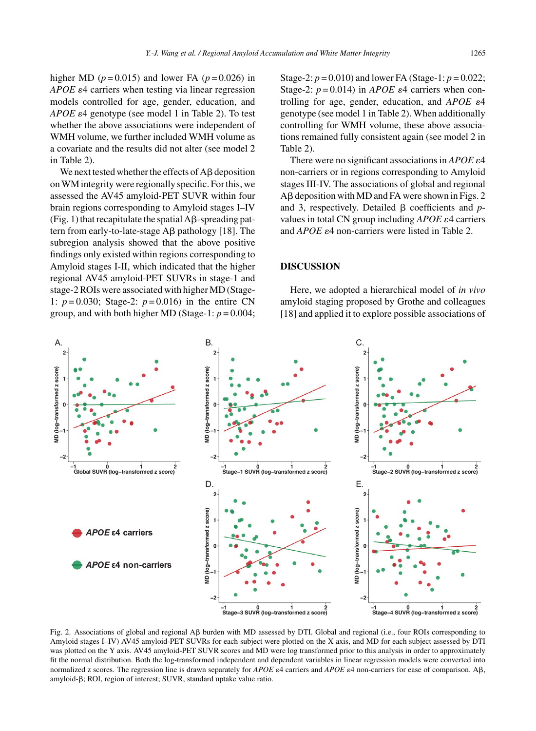higher MD ($p = 0.015$) and lower FA ($p = 0.026$) in *APOE* ε4 carriers when testing via linear regression models controlled for age, gender, education, and *APOE* ε4 genotype (see model 1 in Table 2). To test whether the above associations were independent of WMH volume, we further included WMH volume as a covariate and the results did not alter (see model 2 in Table 2).

We next tested whether the effects of Aβ deposition on WM integrity were regionally specific. For this, we assessed the AV45 amyloid-PET SUVR within four brain regions corresponding to Amyloid stages I–IV (Fig. 1) that recapitulate the spatial Aβ-spreading pattern from early-to-late-stage Aβ pathology [18]. The subregion analysis showed that the above positive findings only existed within regions corresponding to Amyloid stages I-II, which indicated that the higher regional AV45 amyloid-PET SUVRs in stage-1 and stage-2 ROIs were associated with higher MD (Stage-1: $p = 0.030$; Stage-2: $p = 0.016$) in the entire CN group, and with both higher MD (Stage-1: $p = 0.004$; Stage-2: $p = 0.010$) and lower FA (Stage-1: $p = 0.022$; Stage-2: $p = 0.014$) in *APOE* ε4 carriers when controlling for age, gender, education, and *APOE* ε4 genotype (see model 1 in Table 2). When additionally controlling for WMH volume, these above associations remained fully consistent again (see model 2 in Table 2).

There were no significant associations in *APOE* ε4 non-carriers or in regions corresponding to Amyloid stages III-IV. The associations of global and regional Aβ deposition with MD and FA were shown in Figs. 2 and 3, respectively. Detailed β coefficients and *p*-values in total CN group including *APOE* ε4 carriers and *APOE* ε4 non-carriers were listed in Table 2.

## DISCUSSION

Here, we adopted a hierarchical model of *in vivo* amyloid staging proposed by Grothe and colleagues [18] and applied it to explore possible associations of

A.
MD (log-transformed z score)
Global SUVR (log-transformed z score)

B.
MD (log-transformed z score)
Stage-1 SUVR (log-transformed z score)

C.
MD (log-transformed z score)
Stage-2 SUVR (log-transformed z score)

D.
MD (log-transformed z score)
Stage-3 SUVR (log-transformed z score)

E.
MD (log-transformed z score)
Stage-4 SUVR (log-transformed z score)

*APOE* ε4 carriers
*APOE* ε4 non-carriers

Fig. 2. Associations of global and regional Aβ burden with MD assessed by DTI. Global and regional (i.e., four ROIs corresponding to Amyloid stages I–IV) AV45 amyloid-PET SUVRs for each subject were plotted on the X axis, and MD for each subject assessed by DTI was plotted on the Y axis. AV45 amyloid-PET SUVR scores and MD were log transformed prior to this analysis in order to approximately fit the normal distribution. Both the log-transformed independent and dependent variables in linear regression models were converted into normalized z scores. The regression line is drawn separately for *APOE* ε4 carriers and *APOE* ε4 non-carriers for ease of comparison. Aβ, amyloid-β; ROI, region of interest; SUVR, standard uptake value ratio.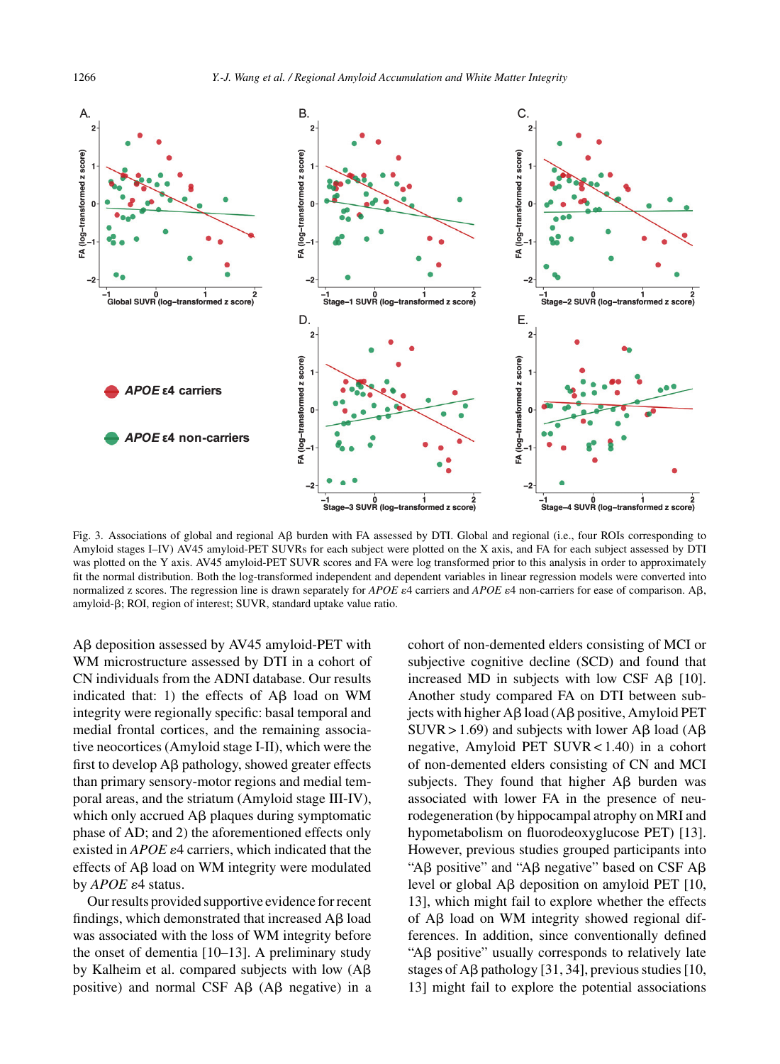A.

FA (log-transformed z score)

Global SUVR (log-transformed z score)

B.

FA (log-transformed z score)

Stage-1 SUVR (log-transformed z score)

C.

FA (log-transformed z score)

Stage-2 SUVR (log-transformed z score)

D.

FA (log-transformed z score)

Stage-3 SUVR (log-transformed z score)

E.

FA (log-transformed z score)

Stage-4 SUVR (log-transformed z score)

***APOE* ε4 carriers**

***APOE* ε4 non-carriers**

Fig. 3. Associations of global and regional Aβ burden with FA assessed by DTI. Global and regional (i.e., four ROIs corresponding to Amyloid stages I–IV) AV45 amyloid-PET SUVRs for each subject were plotted on the X axis, and FA for each subject assessed by DTI was plotted on the Y axis. AV45 amyloid-PET SUVR scores and FA were log transformed prior to this analysis in order to approximately fit the normal distribution. Both the log-transformed independent and dependent variables in linear regression models were converted into normalized z scores. The regression line is drawn separately for *APOE* ε4 carriers and *APOE* ε4 non-carriers for ease of comparison. Aβ, amyloid-β; ROI, region of interest; SUVR, standard uptake value ratio.

Aβ deposition assessed by AV45 amyloid-PET with WM microstructure assessed by DTI in a cohort of CN individuals from the ADNI database. Our results indicated that: 1) the effects of Aβ load on WM integrity were regionally specific: basal temporal and medial frontal cortices, and the remaining associative neocortices (Amyloid stage I-II), which were the first to develop Aβ pathology, showed greater effects than primary sensory-motor regions and medial temporal areas, and the striatum (Amyloid stage III-IV), which only accrued Aβ plaques during symptomatic phase of AD; and 2) the aforementioned effects only existed in *APOE* ε4 carriers, which indicated that the effects of Aβ load on WM integrity were modulated by *APOE* ε4 status.

Our results provided supportive evidence for recent findings, which demonstrated that increased Aβ load was associated with the loss of WM integrity before the onset of dementia [10–13]. A preliminary study by Kalheim et al. compared subjects with low (Aβ positive) and normal CSF Aβ (Aβ negative) in a cohort of non-demented elders consisting of MCI or subjective cognitive decline (SCD) and found that increased MD in subjects with low CSF Aβ [10]. Another study compared FA on DTI between subjects with higher Aβ load (Aβ positive, Amyloid PET SUVR > 1.69) and subjects with lower Aβ load (Aβ negative, Amyloid PET SUVR < 1.40) in a cohort of non-demented elders consisting of CN and MCI subjects. They found that higher Aβ burden was associated with lower FA in the presence of neurodegeneration (by hippocampal atrophy on MRI and hypometabolism on fluorodeoxyglucose PET) [13]. However, previous studies grouped participants into "Aβ positive" and "Aβ negative" based on CSF Aβ level or global Aβ deposition on amyloid PET [10, 13], which might fail to explore whether the effects of Aβ load on WM integrity showed regional differences. In addition, since conventionally defined "Aβ positive" usually corresponds to relatively late stages of Aβ pathology [31, 34], previous studies [10, 13] might fail to explore the potential associations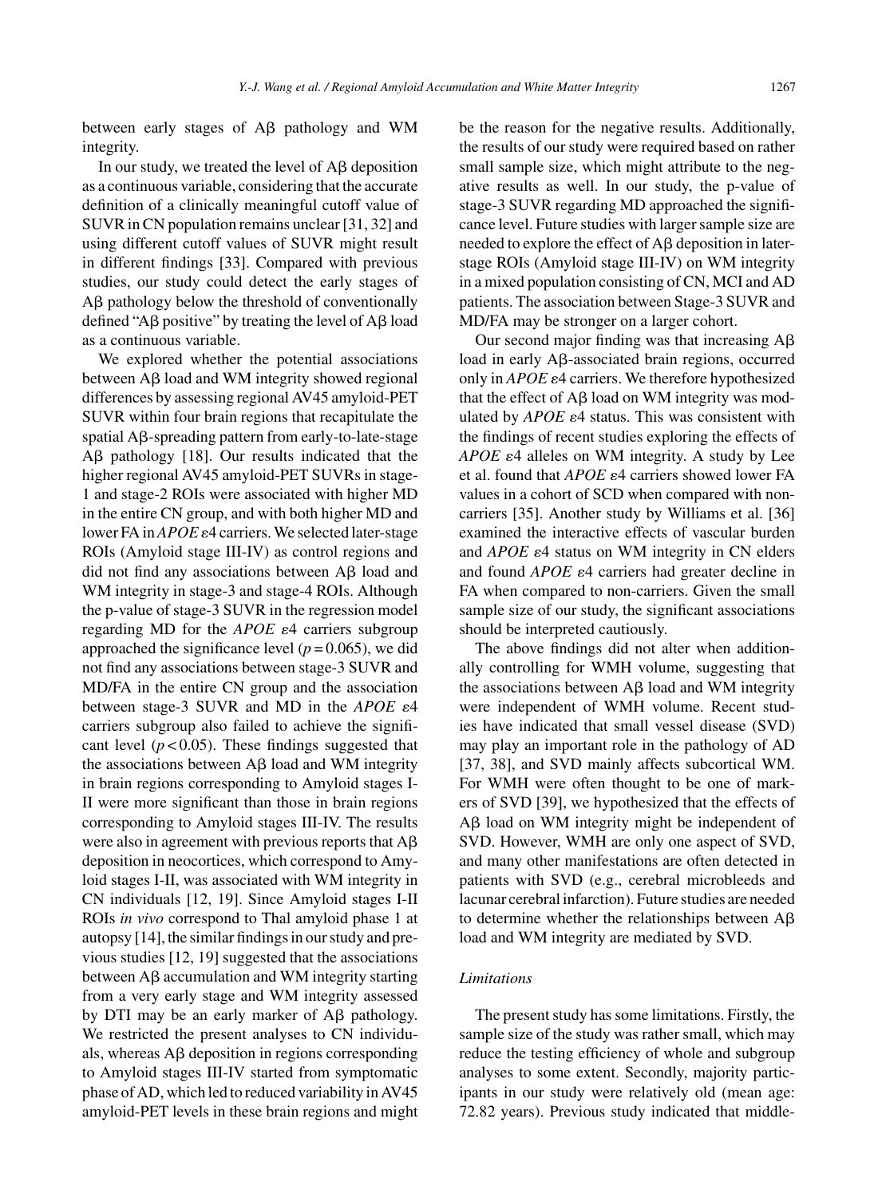between early stages of Aβ pathology and WM integrity.

In our study, we treated the level of Aβ deposition as a continuous variable, considering that the accurate definition of a clinically meaningful cutoff value of SUVR in CN population remains unclear [31, 32] and using different cutoff values of SUVR might result in different findings [33]. Compared with previous studies, our study could detect the early stages of Aβ pathology below the threshold of conventionally defined "Aβ positive" by treating the level of Aβ load as a continuous variable.

We explored whether the potential associations between Aβ load and WM integrity showed regional differences by assessing regional AV45 amyloid-PET SUVR within four brain regions that recapitulate the spatial Aβ-spreading pattern from early-to-late-stage Aβ pathology [18]. Our results indicated that the higher regional AV45 amyloid-PET SUVRs in stage-1 and stage-2 ROIs were associated with higher MD in the entire CN group, and with both higher MD and lower FA in *APOE* ε4 carriers. We selected later-stage ROIs (Amyloid stage III-IV) as control regions and did not find any associations between Aβ load and WM integrity in stage-3 and stage-4 ROIs. Although the p-value of stage-3 SUVR in the regression model regarding MD for the *APOE* ε4 carriers subgroup approached the significance level ($p = 0.065$), we did not find any associations between stage-3 SUVR and MD/FA in the entire CN group and the association between stage-3 SUVR and MD in the *APOE* ε4 carriers subgroup also failed to achieve the significant level ($p < 0.05$). These findings suggested that the associations between Aβ load and WM integrity in brain regions corresponding to Amyloid stages I-II were more significant than those in brain regions corresponding to Amyloid stages III-IV. The results were also in agreement with previous reports that Aβ deposition in neocortices, which correspond to Amyloid stages I-II, was associated with WM integrity in CN individuals [12, 19]. Since Amyloid stages I-II ROIs *in vivo* correspond to Thal amyloid phase 1 at autopsy [14], the similar findings in our study and previous studies [12, 19] suggested that the associations between Aβ accumulation and WM integrity starting from a very early stage and WM integrity assessed by DTI may be an early marker of Aβ pathology. We restricted the present analyses to CN individuals, whereas Aβ deposition in regions corresponding to Amyloid stages III-IV started from symptomatic phase of AD, which led to reduced variability in AV45 amyloid-PET levels in these brain regions and might be the reason for the negative results. Additionally, the results of our study were required based on rather small sample size, which might attribute to the negative results as well. In our study, the p-value of stage-3 SUVR regarding MD approached the significance level. Future studies with larger sample size are needed to explore the effect of Aβ deposition in later-stage ROIs (Amyloid stage III-IV) on WM integrity in a mixed population consisting of CN, MCI and AD patients. The association between Stage-3 SUVR and MD/FA may be stronger on a larger cohort.

Our second major finding was that increasing Aβ load in early Aβ-associated brain regions, occurred only in *APOE* ε4 carriers. We therefore hypothesized that the effect of Aβ load on WM integrity was modulated by *APOE* ε4 status. This was consistent with the findings of recent studies exploring the effects of *APOE* ε4 alleles on WM integrity. A study by Lee et al. found that *APOE* ε4 carriers showed lower FA values in a cohort of SCD when compared with non-carriers [35]. Another study by Williams et al. [36] examined the interactive effects of vascular burden and *APOE* ε4 status on WM integrity in CN elders and found *APOE* ε4 carriers had greater decline in FA when compared to non-carriers. Given the small sample size of our study, the significant associations should be interpreted cautiously.

The above findings did not alter when additionally controlling for WMH volume, suggesting that the associations between Aβ load and WM integrity were independent of WMH volume. Recent studies have indicated that small vessel disease (SVD) may play an important role in the pathology of AD [37, 38], and SVD mainly affects subcortical WM. For WMH were often thought to be one of markers of SVD [39], we hypothesized that the effects of Aβ load on WM integrity might be independent of SVD. However, WMH are only one aspect of SVD, and many other manifestations are often detected in patients with SVD (e.g., cerebral microbleeds and lacunar cerebral infarction). Future studies are needed to determine whether the relationships between Aβ load and WM integrity are mediated by SVD.

### *Limitations*

The present study has some limitations. Firstly, the sample size of the study was rather small, which may reduce the testing efficiency of whole and subgroup analyses to some extent. Secondly, majority participants in our study were relatively old (mean age: 72.82 years). Previous study indicated that middle-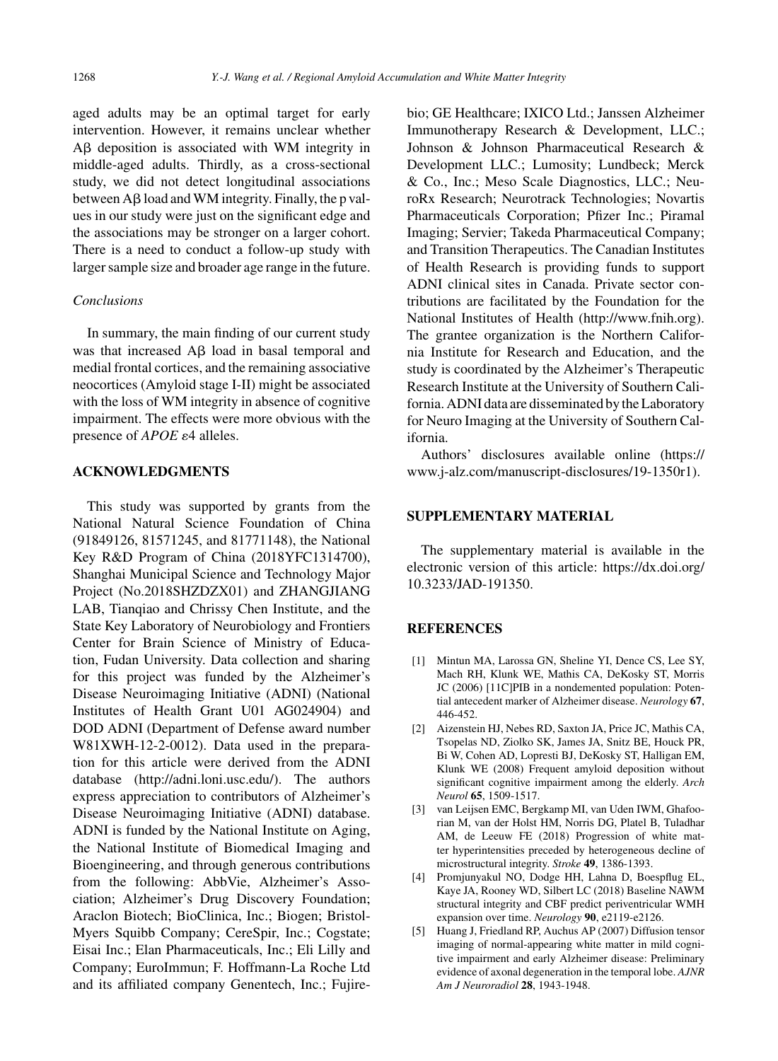aged adults may be an optimal target for early intervention. However, it remains unclear whether Aβ deposition is associated with WM integrity in middle-aged adults. Thirdly, as a cross-sectional study, we did not detect longitudinal associations between Aβ load and WM integrity. Finally, the p values in our study were just on the significant edge and the associations may be stronger on a larger cohort. There is a need to conduct a follow-up study with larger sample size and broader age range in the future.

### *Conclusions*

In summary, the main finding of our current study was that increased Aβ load in basal temporal and medial frontal cortices, and the remaining associative neocortices (Amyloid stage I-II) might be associated with the loss of WM integrity in absence of cognitive impairment. The effects were more obvious with the presence of *APOE* ε4 alleles.

## ACKNOWLEDGMENTS

This study was supported by grants from the National Natural Science Foundation of China (91849126, 81571245, and 81771148), the National Key R&D Program of China (2018YFC1314700), Shanghai Municipal Science and Technology Major Project (No.2018SHZDZX01) and ZHANGJIANG LAB, Tianqiao and Chrissy Chen Institute, and the State Key Laboratory of Neurobiology and Frontiers Center for Brain Science of Ministry of Education, Fudan University. Data collection and sharing for this project was funded by the Alzheimer's Disease Neuroimaging Initiative (ADNI) (National Institutes of Health Grant U01 AG024904) and DOD ADNI (Department of Defense award number W81XWH-12-2-0012). Data used in the preparation for this article were derived from the ADNI database (http://adni.loni.usc.edu/). The authors express appreciation to contributors of Alzheimer's Disease Neuroimaging Initiative (ADNI) database. ADNI is funded by the National Institute on Aging, the National Institute of Biomedical Imaging and Bioengineering, and through generous contributions from the following: AbbVie, Alzheimer's Association; Alzheimer's Drug Discovery Foundation; Araclon Biotech; BioClinica, Inc.; Biogen; Bristol-Myers Squibb Company; CereSpir, Inc.; Cogstate; Eisai Inc.; Elan Pharmaceuticals, Inc.; Eli Lilly and Company; EuroImmun; F. Hoffmann-La Roche Ltd and its affiliated company Genentech, Inc.; Fujirebio; GE Healthcare; IXICO Ltd.; Janssen Alzheimer Immunotherapy Research & Development, LLC.; Johnson & Johnson Pharmaceutical Research & Development LLC.; Lumosity; Lundbeck; Merck & Co., Inc.; Meso Scale Diagnostics, LLC.; NeuroRx Research; Neurotrack Technologies; Novartis Pharmaceuticals Corporation; Pfizer Inc.; Piramal Imaging; Servier; Takeda Pharmaceutical Company; and Transition Therapeutics. The Canadian Institutes of Health Research is providing funds to support ADNI clinical sites in Canada. Private sector contributions are facilitated by the Foundation for the National Institutes of Health (http://www.fnih.org). The grantee organization is the Northern California Institute for Research and Education, and the study is coordinated by the Alzheimer's Therapeutic Research Institute at the University of Southern California. ADNI data are disseminated by the Laboratory for Neuro Imaging at the University of Southern California.

Authors' disclosures available online (https://www.j-alz.com/manuscript-disclosures/19-1350r1).

## SUPPLEMENTARY MATERIAL

The supplementary material is available in the electronic version of this article: https://dx.doi.org/10.3233/JAD-191350.

## REFERENCES

[1] Mintun MA, Larossa GN, Sheline YI, Dence CS, Lee SY, Mach RH, Klunk WE, Mathis CA, DeKosky ST, Morris JC (2006) [11C]PIB in a nondemented population: Potential antecedent marker of Alzheimer disease. *Neurology* **67**, 446-452.

[2] Aizenstein HJ, Nebes RD, Saxton JA, Price JC, Mathis CA, Tsopelas ND, Ziolko SK, James JA, Snitz BE, Houck PR, Bi W, Cohen AD, Lopresti BJ, DeKosky ST, Halligan EM, Klunk WE (2008) Frequent amyloid deposition without significant cognitive impairment among the elderly. *Arch Neurol* **65**, 1509-1517.

[3] van Leijsen EMC, Bergkamp MI, van Uden IWM, Ghafoorian M, van der Holst HM, Norris DG, Platel B, Tuladhar AM, de Leeuw FE (2018) Progression of white matter hyperintensities preceded by heterogeneous decline of microstructural integrity. *Stroke* **49**, 1386-1393.

[4] Promjunyakul NO, Dodge HH, Lahna D, Boespflug EL, Kaye JA, Rooney WD, Silbert LC (2018) Baseline NAWM structural integrity and CBF predict periventricular WMH expansion over time. *Neurology* **90**, e2119-e2126.

[5] Huang J, Friedland RP, Auchus AP (2007) Diffusion tensor imaging of normal-appearing white matter in mild cognitive impairment and early Alzheimer disease: Preliminary evidence of axonal degeneration in the temporal lobe. *AJNR Am J Neuroradiol* **28**, 1943-1948.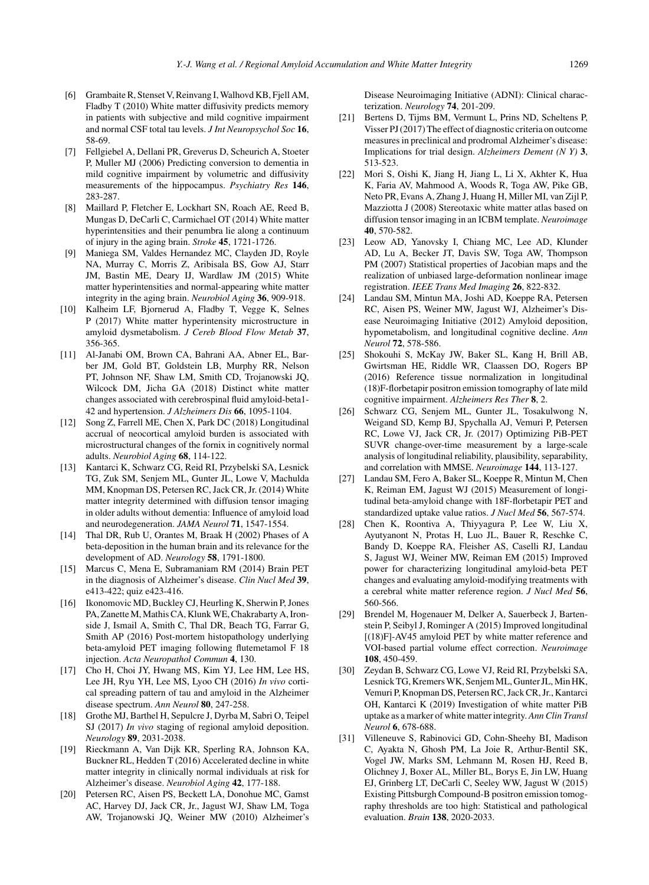[6] Grambaite R, Stenset V, Reinvang I, Walhovd KB, Fjell AM, Fladby T (2010) White matter diffusivity predicts memory in patients with subjective and mild cognitive impairment and normal CSF total tau levels. *J Int Neuropsychol Soc* **16**, 58-69.

[7] Fellgiebel A, Dellani PR, Greverus D, Scheurich A, Stoeter P, Muller MJ (2006) Predicting conversion to dementia in mild cognitive impairment by volumetric and diffusivity measurements of the hippocampus. *Psychiatry Res* **146**, 283-287.

[8] Maillard P, Fletcher E, Lockhart SN, Roach AE, Reed B, Mungas D, DeCarli C, Carmichael OT (2014) White matter hyperintensities and their penumbra lie along a continuum of injury in the aging brain. *Stroke* **45**, 1721-1726.

[9] Maniega SM, Valdes Hernandez MC, Clayden JD, Royle NA, Murray C, Morris Z, Aribisala BS, Gow AJ, Starr JM, Bastin ME, Deary IJ, Wardlaw JM (2015) White matter hyperintensities and normal-appearing white matter integrity in the aging brain. *Neurobiol Aging* **36**, 909-918.

[10] Kalheim LF, Bjornerud A, Fladby T, Vegge K, Selnes P (2017) White matter hyperintensity microstructure in amyloid dysmetabolism. *J Cereb Blood Flow Metab* **37**, 356-365.

[11] Al-Janabi OM, Brown CA, Bahrani AA, Abner EL, Barber JM, Gold BT, Goldstein LB, Murphy RR, Nelson PT, Johnson NF, Shaw LM, Smith CD, Trojanowski JQ, Wilcock DM, Jicha GA (2018) Distinct white matter changes associated with cerebrospinal fluid amyloid-beta1-42 and hypertension. *J Alzheimers Dis* **66**, 1095-1104.

[12] Song Z, Farrell ME, Chen X, Park DC (2018) Longitudinal accrual of neocortical amyloid burden is associated with microstructural changes of the fornix in cognitively normal adults. *Neurobiol Aging* **68**, 114-122.

[13] Kantarci K, Schwarz CG, Reid RI, Przybelski SA, Lesnick TG, Zuk SM, Senjem ML, Gunter JL, Lowe V, Machulda MM, Knopman DS, Petersen RC, Jack CR, Jr. (2014) White matter integrity determined with diffusion tensor imaging in older adults without dementia: Influence of amyloid load and neurodegeneration. *JAMA Neurol* **71**, 1547-1554.

[14] Thal DR, Rub U, Orantes M, Braak H (2002) Phases of A beta-deposition in the human brain and its relevance for the development of AD. *Neurology* **58**, 1791-1800.

[15] Marcus C, Mena E, Subramaniam RM (2014) Brain PET in the diagnosis of Alzheimer's disease. *Clin Nucl Med* **39**, e413-422; quiz e423-416.

[16] Ikonomovic MD, Buckley CJ, Heurling K, Sherwin P, Jones PA, Zanette M, Mathis CA, Klunk WE, Chakrabarty A, Ironside J, Ismail A, Smith C, Thal DR, Beach TG, Farrar G, Smith AP (2016) Post-mortem histopathology underlying beta-amyloid PET imaging following flutemetamol F 18 injection. *Acta Neuropathol Commun* **4**, 130.

[17] Cho H, Choi JY, Hwang MS, Kim YJ, Lee HM, Lee HS, Lee JH, Ryu YH, Lee MS, Lyoo CH (2016) *In vivo* cortical spreading pattern of tau and amyloid in the Alzheimer disease spectrum. *Ann Neurol* **80**, 247-258.

[18] Grothe MJ, Barthel H, Sepulcre J, Dyrba M, Sabri O, Teipel SJ (2017) *In vivo* staging of regional amyloid deposition. *Neurology* **89**, 2031-2038.

[19] Rieckmann A, Van Dijk KR, Sperling RA, Johnson KA, Buckner RL, Hedden T (2016) Accelerated decline in white matter integrity in clinically normal individuals at risk for Alzheimer's disease. *Neurobiol Aging* **42**, 177-188.

[20] Petersen RC, Aisen PS, Beckett LA, Donohue MC, Gamst AC, Harvey DJ, Jack CR, Jr., Jagust WJ, Shaw LM, Toga AW, Trojanowski JQ, Weiner MW (2010) Alzheimer's Disease Neuroimaging Initiative (ADNI): Clinical characterization. *Neurology* **74**, 201-209.

[21] Bertens D, Tijms BM, Vermunt L, Prins ND, Scheltens P, Visser PJ (2017) The effect of diagnostic criteria on outcome measures in preclinical and prodromal Alzheimer's disease: Implications for trial design. *Alzheimers Dement (N Y)* **3**, 513-523.

[22] Mori S, Oishi K, Jiang H, Jiang L, Li X, Akhter K, Hua K, Faria AV, Mahmood A, Woods R, Toga AW, Pike GB, Neto PR, Evans A, Zhang J, Huang H, Miller MI, van Zijl P, Mazziotta J (2008) Stereotaxic white matter atlas based on diffusion tensor imaging in an ICBM template. *Neuroimage* **40**, 570-582.

[23] Leow AD, Yanovsky I, Chiang MC, Lee AD, Klunder AD, Lu A, Becker JT, Davis SW, Toga AW, Thompson PM (2007) Statistical properties of Jacobian maps and the realization of unbiased large-deformation nonlinear image registration. *IEEE Trans Med Imaging* **26**, 822-832.

[24] Landau SM, Mintun MA, Joshi AD, Koeppe RA, Petersen RC, Aisen PS, Weiner MW, Jagust WJ, Alzheimer's Disease Neuroimaging Initiative (2012) Amyloid deposition, hypometabolism, and longitudinal cognitive decline. *Ann Neurol* **72**, 578-586.

[25] Shokouhi S, McKay JW, Baker SL, Kang H, Brill AB, Gwirtsman HE, Riddle WR, Claassen DO, Rogers BP (2016) Reference tissue normalization in longitudinal (18)F-florbetapir positron emission tomography of late mild cognitive impairment. *Alzheimers Res Ther* **8**, 2.

[26] Schwarz CG, Senjem ML, Gunter JL, Tosakulwong N, Weigand SD, Kemp BJ, Spychalla AJ, Vemuri P, Petersen RC, Lowe VJ, Jack CR, Jr. (2017) Optimizing PiB-PET SUVR change-over-time measurement by a large-scale analysis of longitudinal reliability, plausibility, separability, and correlation with MMSE. *Neuroimage* **144**, 113-127.

[27] Landau SM, Fero A, Baker SL, Koeppe R, Mintun M, Chen K, Reiman EM, Jagust WJ (2015) Measurement of longitudinal beta-amyloid change with 18F-florbetapir PET and standardized uptake value ratios. *J Nucl Med* **56**, 567-574.

[28] Chen K, Roontiva A, Thiyyagura P, Lee W, Liu X, Ayutyanont N, Protas H, Luo JL, Bauer R, Reschke C, Bandy D, Koeppe RA, Fleisher AS, Caselli RJ, Landau S, Jagust WJ, Weiner MW, Reiman EM (2015) Improved power for characterizing longitudinal amyloid-beta PET changes and evaluating amyloid-modifying treatments with a cerebral white matter reference region. *J Nucl Med* **56**, 560-566.

[29] Brendel M, Hogenauer M, Delker A, Sauerbeck J, Bartenstein P, Seibyl J, Rominger A (2015) Improved longitudinal [(18)F]-AV45 amyloid PET by white matter reference and VOI-based partial volume effect correction. *Neuroimage* **108**, 450-459.

[30] Zeydan B, Schwarz CG, Lowe VJ, Reid RI, Przybelski SA, Lesnick TG, Kremers WK, Senjem ML, Gunter JL, Min HK, Vemuri P, Knopman DS, Petersen RC, Jack CR, Jr., Kantarci OH, Kantarci K (2019) Investigation of white matter PiB uptake as a marker of white matter integrity. *Ann Clin Transl Neurol* **6**, 678-688.

[31] Villeneuve S, Rabinovici GD, Cohn-Sheehy BI, Madison C, Ayakta N, Ghosh PM, La Joie R, Arthur-Bentil SK, Vogel JW, Marks SM, Lehmann M, Rosen HJ, Reed B, Olichney J, Boxer AL, Miller BL, Borys E, Jin LW, Huang EJ, Grinberg LT, DeCarli C, Seeley WW, Jagust W (2015) Existing Pittsburgh Compound-B positron emission tomography thresholds are too high: Statistical and pathological evaluation. *Brain* **138**, 2020-2033.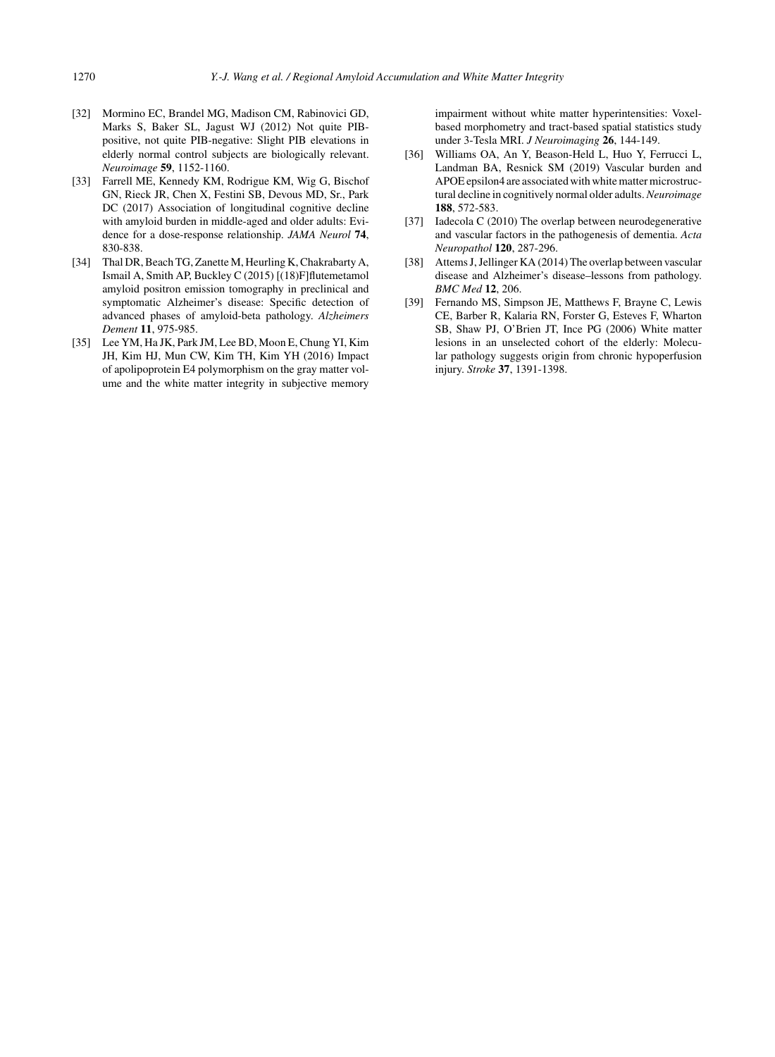[32] Mormino EC, Brandel MG, Madison CM, Rabinovici GD, Marks S, Baker SL, Jagust WJ (2012) Not quite PIB-positive, not quite PIB-negative: Slight PIB elevations in elderly normal control subjects are biologically relevant. *Neuroimage* **59**, 1152-1160.

[33] Farrell ME, Kennedy KM, Rodrigue KM, Wig G, Bischof GN, Rieck JR, Chen X, Festini SB, Devous MD, Sr., Park DC (2017) Association of longitudinal cognitive decline with amyloid burden in middle-aged and older adults: Evidence for a dose-response relationship. *JAMA Neurol* **74**, 830-838.

[34] Thal DR, Beach TG, Zanette M, Heurling K, Chakrabarty A, Ismail A, Smith AP, Buckley C (2015) [(18)F]flutemetamol amyloid positron emission tomography in preclinical and symptomatic Alzheimer's disease: Specific detection of advanced phases of amyloid-beta pathology. *Alzheimers Dement* **11**, 975-985.

[35] Lee YM, Ha JK, Park JM, Lee BD, Moon E, Chung YI, Kim JH, Kim HJ, Mun CW, Kim TH, Kim YH (2016) Impact of apolipoprotein E4 polymorphism on the gray matter volume and the white matter integrity in subjective memory impairment without white matter hyperintensities: Voxel-based morphometry and tract-based spatial statistics study under 3-Tesla MRI. *J Neuroimaging* **26**, 144-149.

[36] Williams OA, An Y, Beason-Held L, Huo Y, Ferrucci L, Landman BA, Resnick SM (2019) Vascular burden and APOE epsilon4 are associated with white matter microstructural decline in cognitively normal older adults. *Neuroimage* **188**, 572-583.

[37] Iadecola C (2010) The overlap between neurodegenerative and vascular factors in the pathogenesis of dementia. *Acta Neuropathol* **120**, 287-296.

[38] Attems J, Jellinger KA (2014) The overlap between vascular disease and Alzheimer's disease–lessons from pathology. *BMC Med* **12**, 206.

[39] Fernando MS, Simpson JE, Matthews F, Brayne C, Lewis CE, Barber R, Kalaria RN, Forster G, Esteves F, Wharton SB, Shaw PJ, O'Brien JT, Ince PG (2006) White matter lesions in an unselected cohort of the elderly: Molecular pathology suggests origin from chronic hypoperfusion injury. *Stroke* **37**, 1391-1398.